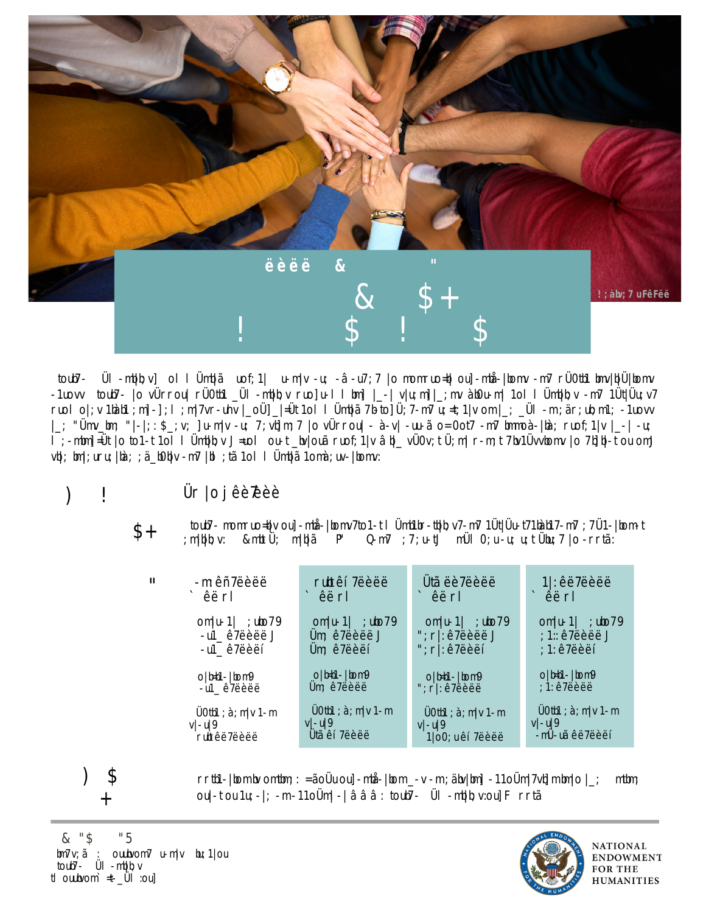NATIONAL ENDOWMENT FOR THE HUMANITIES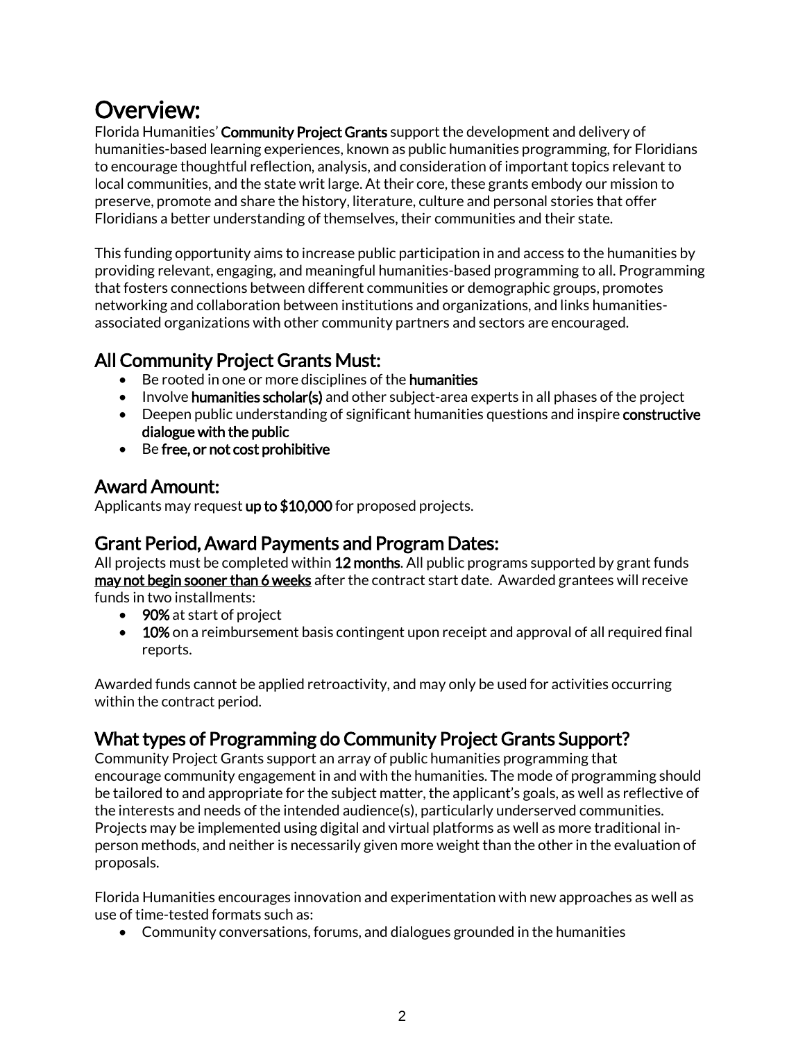# Overview:

Florida Humanities' **Community Project Grants** support the development and delivery of humanities-based learning experiences, known as public humanities programming, for Floridians to encourage thoughtful reflection, analysis, and consideration of important topics relevant to local communities, and the state writ large. At their core, these grants embody our mission to preserve, promote and share the history, literature, culture and personal stories that offer Floridians a better understanding of themselves, their communities and their state.

This funding opportunity aims to increase public participation in and access to the humanities by providing relevant, engaging, and meaningful humanities-based programming to all. Programming that fosters connections between different communities or demographic groups, promotes networking and collaboration between institutions and organizations, and links humanities-associated organizations with other community partners and sectors are encouraged.

## All Community Project Grants Must:

- Be rooted in one or more disciplines of the **humanities**
- Involve **humanities scholar(s)** and other subject-area experts in all phases of the project
- Deepen public understanding of significant humanities questions and inspire **constructive dialogue with the public**
- Be **free, or not cost prohibitive**

## Award Amount:

Applicants may request **up to $10,000** for proposed projects.

## Grant Period, Award Payments and Program Dates:

All projects must be completed within **12 months**. All public programs supported by grant funds **<u>may not begin sooner than 6 weeks</u>** after the contract start date. Awarded grantees will receive funds in two installments:

- **90%** at start of project
- **10%** on a reimbursement basis contingent upon receipt and approval of all required final reports.

Awarded funds cannot be applied retroactivity, and may only be used for activities occurring within the contract period.

## What types of Programming do Community Project Grants Support?

Community Project Grants support an array of public humanities programming that encourage community engagement in and with the humanities. The mode of programming should be tailored to and appropriate for the subject matter, the applicant's goals, as well as reflective of the interests and needs of the intended audience(s), particularly underserved communities. Projects may be implemented using digital and virtual platforms as well as more traditional in-person methods, and neither is necessarily given more weight than the other in the evaluation of proposals.

Florida Humanities encourages innovation and experimentation with new approaches as well as use of time-tested formats such as:

- Community conversations, forums, and dialogues grounded in the humanities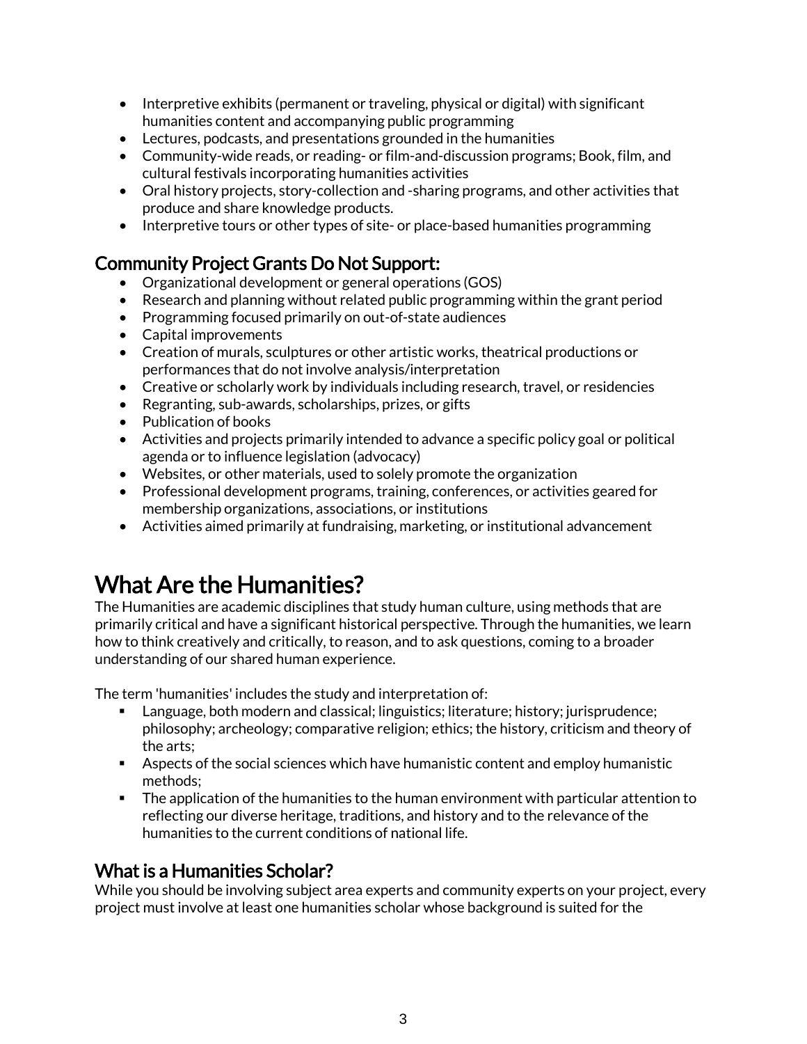- Interpretive exhibits (permanent or traveling, physical or digital) with significant humanities content and accompanying public programming
- Lectures, podcasts, and presentations grounded in the humanities
- Community-wide reads, or reading- or film-and-discussion programs; Book, film, and cultural festivals incorporating humanities activities
- Oral history projects, story-collection and -sharing programs, and other activities that produce and share knowledge products.
- Interpretive tours or other types of site- or place-based humanities programming

## Community Project Grants Do Not Support:

- Organizational development or general operations (GOS)
- Research and planning without related public programming within the grant period
- Programming focused primarily on out-of-state audiences
- Capital improvements
- Creation of murals, sculptures or other artistic works, theatrical productions or performances that do not involve analysis/interpretation
- Creative or scholarly work by individuals including research, travel, or residencies
- Regranting, sub-awards, scholarships, prizes, or gifts
- Publication of books
- Activities and projects primarily intended to advance a specific policy goal or political agenda or to influence legislation (advocacy)
- Websites, or other materials, used to solely promote the organization
- Professional development programs, training, conferences, or activities geared for membership organizations, associations, or institutions
- Activities aimed primarily at fundraising, marketing, or institutional advancement

# What Are the Humanities?

The Humanities are academic disciplines that study human culture, using methods that are primarily critical and have a significant historical perspective. Through the humanities, we learn how to think creatively and critically, to reason, and to ask questions, coming to a broader understanding of our shared human experience.

The term 'humanities' includes the study and interpretation of:

- Language, both modern and classical; linguistics; literature; history; jurisprudence; philosophy; archeology; comparative religion; ethics; the history, criticism and theory of the arts;
- Aspects of the social sciences which have humanistic content and employ humanistic methods;
- The application of the humanities to the human environment with particular attention to reflecting our diverse heritage, traditions, and history and to the relevance of the humanities to the current conditions of national life.

## What is a Humanities Scholar?

While you should be involving subject area experts and community experts on your project, every project must involve at least one humanities scholar whose background is suited for the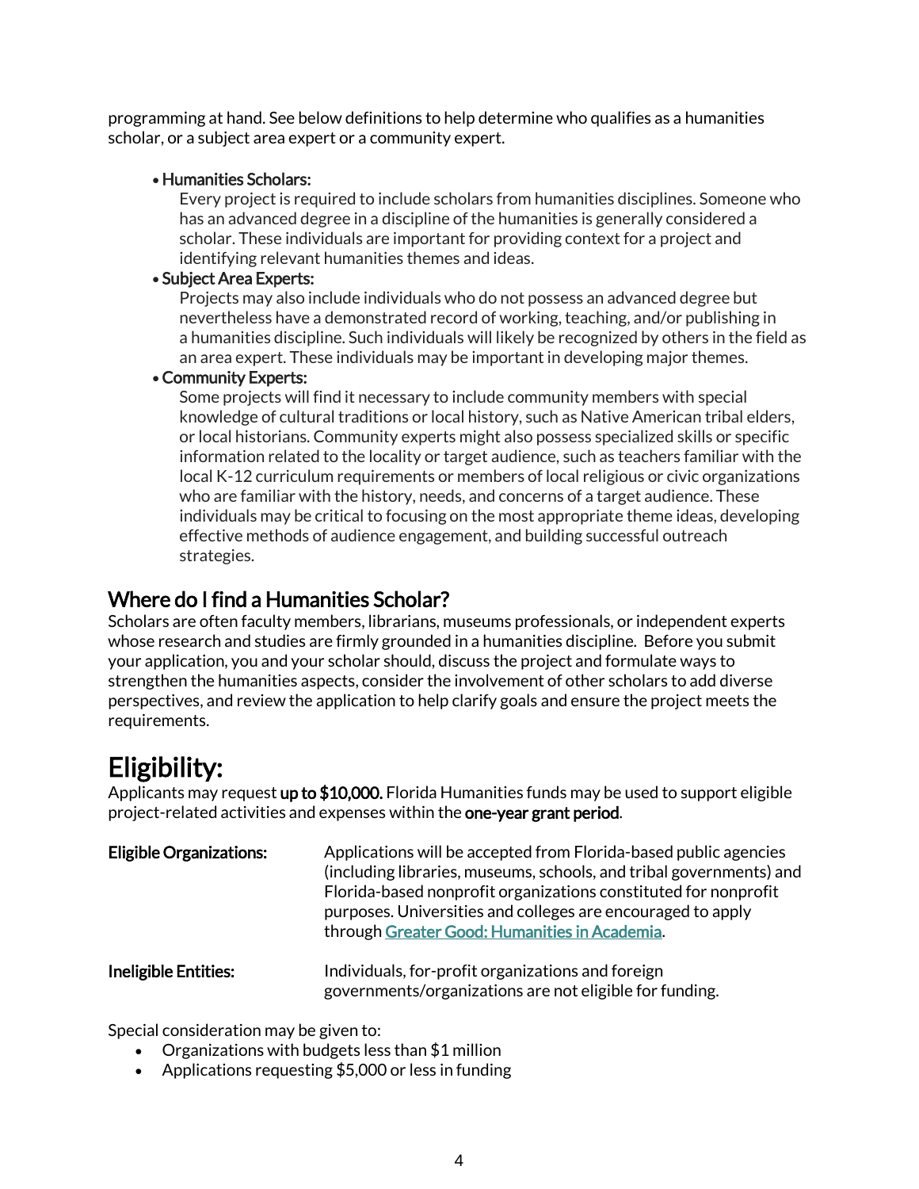programming at hand. See below definitions to help determine who qualifies as a humanities scholar, or a subject area expert or a community expert.

- **Humanities Scholars:**
  Every project is required to include scholars from humanities disciplines. Someone who has an advanced degree in a discipline of the humanities is generally considered a scholar. These individuals are important for providing context for a project and identifying relevant humanities themes and ideas.
- **Subject Area Experts:**
  Projects may also include individuals who do not possess an advanced degree but nevertheless have a demonstrated record of working, teaching, and/or publishing in a humanities discipline. Such individuals will likely be recognized by others in the field as an area expert. These individuals may be important in developing major themes.
- **Community Experts:**
  Some projects will find it necessary to include community members with special knowledge of cultural traditions or local history, such as Native American tribal elders, or local historians. Community experts might also possess specialized skills or specific information related to the locality or target audience, such as teachers familiar with the local K-12 curriculum requirements or members of local religious or civic organizations who are familiar with the history, needs, and concerns of a target audience. These individuals may be critical to focusing on the most appropriate theme ideas, developing effective methods of audience engagement, and building successful outreach strategies.

## Where do I find a Humanities Scholar?

Scholars are often faculty members, librarians, museums professionals, or independent experts whose research and studies are firmly grounded in a humanities discipline. Before you submit your application, you and your scholar should, discuss the project and formulate ways to strengthen the humanities aspects, consider the involvement of other scholars to add diverse perspectives, and review the application to help clarify goals and ensure the project meets the requirements.

# Eligibility:

Applicants may request **up to $10,000.** Florida Humanities funds may be used to support eligible project-related activities and expenses within the **one-year grant period**.

**Eligible Organizations:** Applications will be accepted from Florida-based public agencies (including libraries, museums, schools, and tribal governments) and Florida-based nonprofit organizations constituted for nonprofit purposes. Universities and colleges are encouraged to apply through Greater Good: Humanities in Academia.

**Ineligible Entities:** Individuals, for-profit organizations and foreign governments/organizations are not eligible for funding.

Special consideration may be given to:

- Organizations with budgets less than $1 million
- Applications requesting $5,000 or less in funding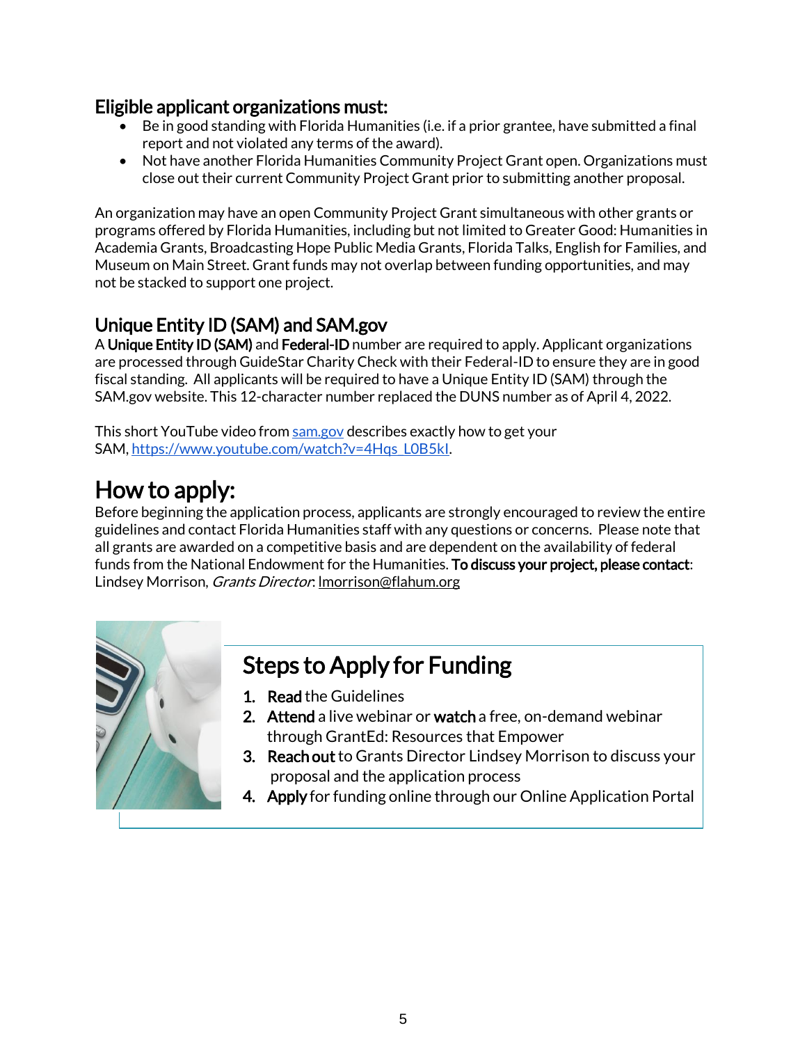## Eligible applicant organizations must:

- Be in good standing with Florida Humanities (i.e. if a prior grantee, have submitted a final report and not violated any terms of the award).
- Not have another Florida Humanities Community Project Grant open. Organizations must close out their current Community Project Grant prior to submitting another proposal.

An organization may have an open Community Project Grant simultaneous with other grants or programs offered by Florida Humanities, including but not limited to Greater Good: Humanities in Academia Grants, Broadcasting Hope Public Media Grants, Florida Talks, English for Families, and Museum on Main Street. Grant funds may not overlap between funding opportunities, and may not be stacked to support one project.

## Unique Entity ID (SAM) and SAM.gov

A **Unique Entity ID (SAM)** and **Federal-ID** number are required to apply. Applicant organizations are processed through GuideStar Charity Check with their Federal-ID to ensure they are in good fiscal standing. All applicants will be required to have a Unique Entity ID (SAM) through the SAM.gov website. This 12-character number replaced the DUNS number as of April 4, 2022.

This short YouTube video from [sam.gov](sam.gov) describes exactly how to get your SAM, [https://www.youtube.com/watch?v=4Hqs_L0B5kI](https://www.youtube.com/watch?v=4Hqs_L0B5kI).

# How to apply:

Before beginning the application process, applicants are strongly encouraged to review the entire guidelines and contact Florida Humanities staff with any questions or concerns. Please note that all grants are awarded on a competitive basis and are dependent on the availability of federal funds from the National Endowment for the Humanities. **To discuss your project, please contact**: Lindsey Morrison, *Grants Director*: lmorrison@flahum.org

## Steps to Apply for Funding

1. **Read** the Guidelines
2. **Attend** a live webinar or **watch** a free, on-demand webinar through GrantEd: Resources that Empower
3. **Reach out** to Grants Director Lindsey Morrison to discuss your proposal and the application process
4. **Apply** for funding online through our Online Application Portal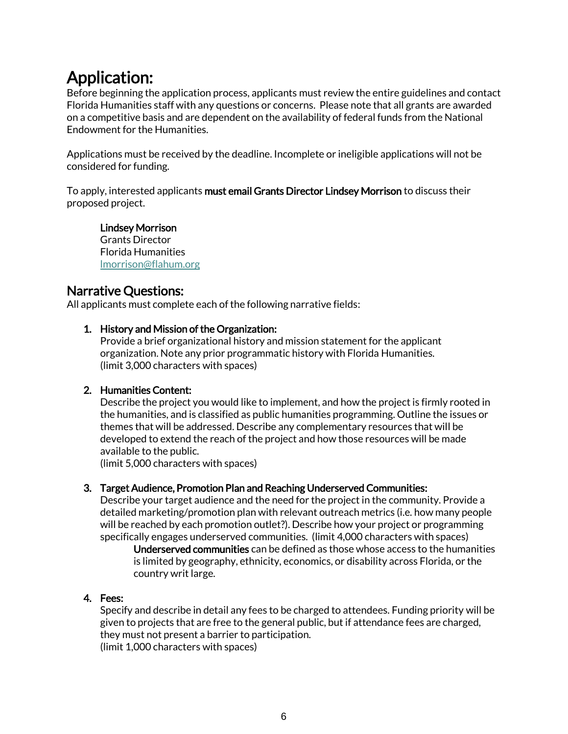# Application:

Before beginning the application process, applicants must review the entire guidelines and contact Florida Humanities staff with any questions or concerns. Please note that all grants are awarded on a competitive basis and are dependent on the availability of federal funds from the National Endowment for the Humanities.

Applications must be received by the deadline. Incomplete or ineligible applications will not be considered for funding.

To apply, interested applicants **must email Grants Director Lindsey Morrison** to discuss their proposed project.

> **Lindsey Morrison**
> Grants Director
> Florida Humanities
> lmorrison@flahum.org

## Narrative Questions:

All applicants must complete each of the following narrative fields:

1. **History and Mission of the Organization:**
   Provide a brief organizational history and mission statement for the applicant organization. Note any prior programmatic history with Florida Humanities.
   (limit 3,000 characters with spaces)

2. **Humanities Content:**
   Describe the project you would like to implement, and how the project is firmly rooted in the humanities, and is classified as public humanities programming. Outline the issues or themes that will be addressed. Describe any complementary resources that will be developed to extend the reach of the project and how those resources will be made available to the public.
   (limit 5,000 characters with spaces)

3. **Target Audience, Promotion Plan and Reaching Underserved Communities:**
   Describe your target audience and the need for the project in the community. Provide a detailed marketing/promotion plan with relevant outreach metrics (i.e. how many people will be reached by each promotion outlet?). Describe how your project or programming specifically engages underserved communities. (limit 4,000 characters with spaces)

   > **Underserved communities** can be defined as those whose access to the humanities is limited by geography, ethnicity, economics, or disability across Florida, or the country writ large.

4. **Fees:**
   Specify and describe in detail any fees to be charged to attendees. Funding priority will be given to projects that are free to the general public, but if attendance fees are charged, they must not present a barrier to participation.
   (limit 1,000 characters with spaces)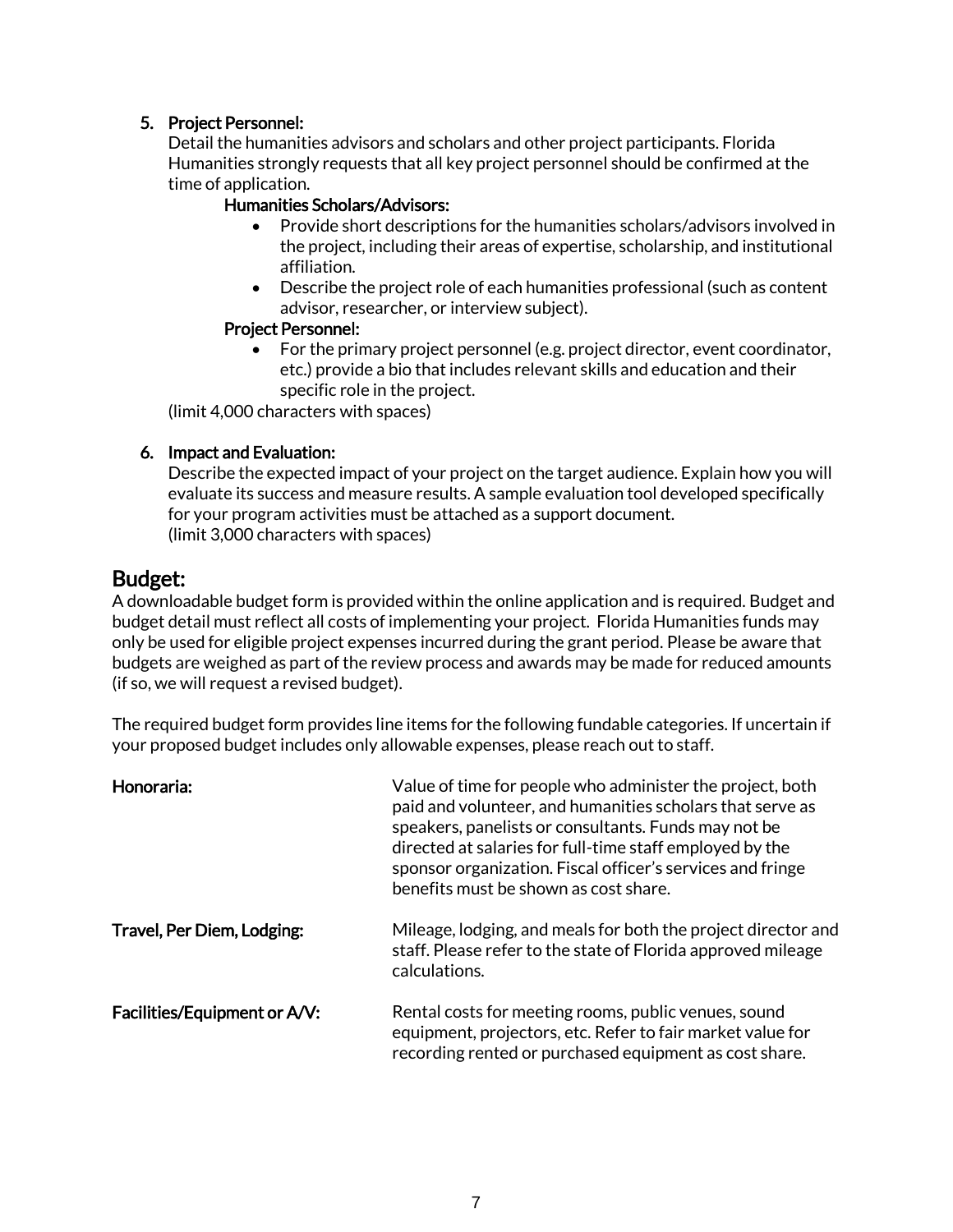5. **Project Personnel:**
   Detail the humanities advisors and scholars and other project participants. Florida Humanities strongly requests that all key project personnel should be confirmed at the time of application.

   **Humanities Scholars/Advisors:**
   - Provide short descriptions for the humanities scholars/advisors involved in the project, including their areas of expertise, scholarship, and institutional affiliation.
   - Describe the project role of each humanities professional (such as content advisor, researcher, or interview subject).

   **Project Personnel:**
   - For the primary project personnel (e.g. project director, event coordinator, etc.) provide a bio that includes relevant skills and education and their specific role in the project.

   (limit 4,000 characters with spaces)

6. **Impact and Evaluation:**
   Describe the expected impact of your project on the target audience. Explain how you will evaluate its success and measure results. A sample evaluation tool developed specifically for your program activities must be attached as a support document.
   (limit 3,000 characters with spaces)

## Budget:

A downloadable budget form is provided within the online application and is required. Budget and budget detail must reflect all costs of implementing your project. Florida Humanities funds may only be used for eligible project expenses incurred during the grant period. Please be aware that budgets are weighed as part of the review process and awards may be made for reduced amounts (if so, we will request a revised budget).

The required budget form provides line items for the following fundable categories. If uncertain if your proposed budget includes only allowable expenses, please reach out to staff.

**Honoraria:** Value of time for people who administer the project, both paid and volunteer, and humanities scholars that serve as speakers, panelists or consultants. Funds may not be directed at salaries for full-time staff employed by the sponsor organization. Fiscal officer's services and fringe benefits must be shown as cost share.

**Travel, Per Diem, Lodging:** Mileage, lodging, and meals for both the project director and staff. Please refer to the state of Florida approved mileage calculations.

**Facilities/Equipment or A/V:** Rental costs for meeting rooms, public venues, sound equipment, projectors, etc. Refer to fair market value for recording rented or purchased equipment as cost share.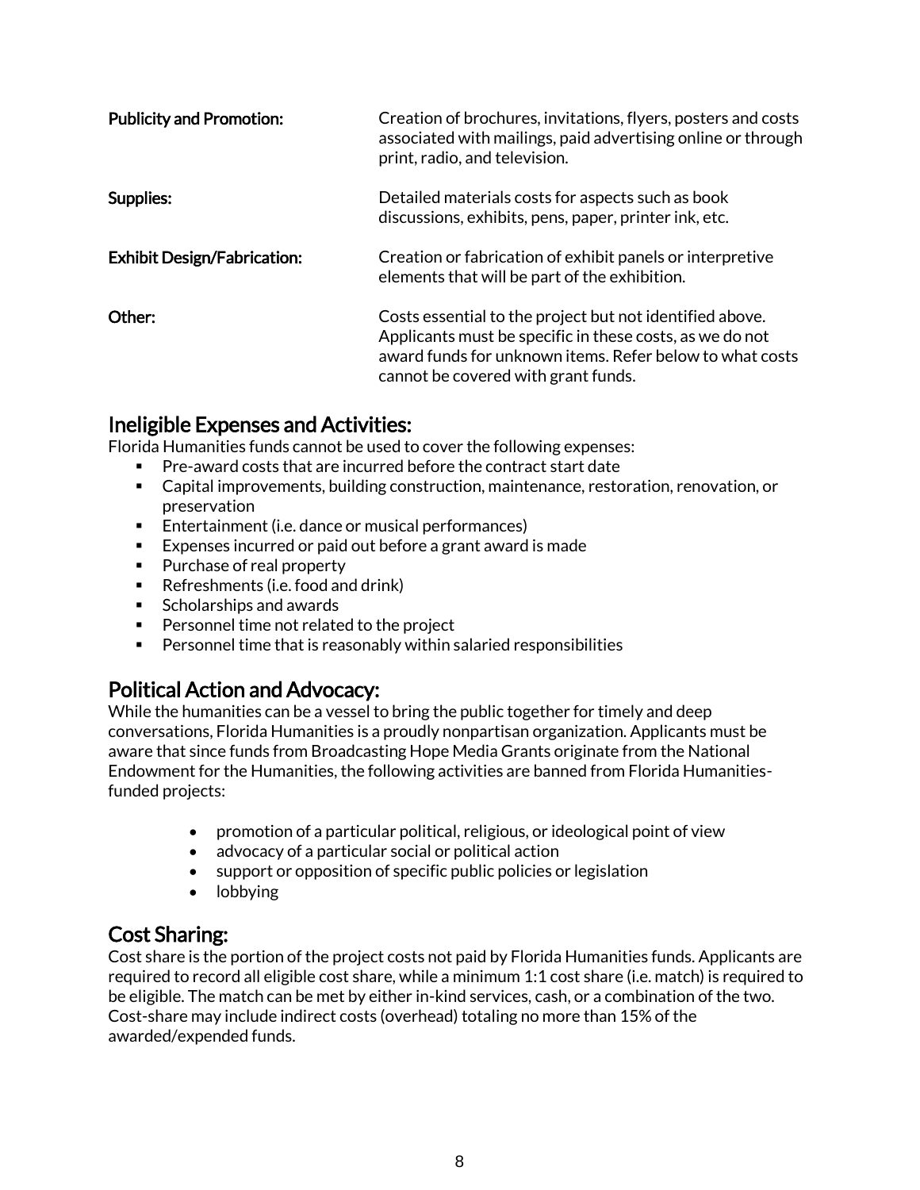**Publicity and Promotion:** Creation of brochures, invitations, flyers, posters and costs associated with mailings, paid advertising online or through print, radio, and television.

**Supplies:** Detailed materials costs for aspects such as book discussions, exhibits, pens, paper, printer ink, etc.

**Exhibit Design/Fabrication:** Creation or fabrication of exhibit panels or interpretive elements that will be part of the exhibition.

**Other:** Costs essential to the project but not identified above. Applicants must be specific in these costs, as we do not award funds for unknown items. Refer below to what costs cannot be covered with grant funds.

## Ineligible Expenses and Activities:

Florida Humanities funds cannot be used to cover the following expenses:

- Pre-award costs that are incurred before the contract start date
- Capital improvements, building construction, maintenance, restoration, renovation, or preservation
- Entertainment (i.e. dance or musical performances)
- Expenses incurred or paid out before a grant award is made
- Purchase of real property
- Refreshments (i.e. food and drink)
- Scholarships and awards
- Personnel time not related to the project
- Personnel time that is reasonably within salaried responsibilities

## Political Action and Advocacy:

While the humanities can be a vessel to bring the public together for timely and deep conversations, Florida Humanities is a proudly nonpartisan organization. Applicants must be aware that since funds from Broadcasting Hope Media Grants originate from the National Endowment for the Humanities, the following activities are banned from Florida Humanities-funded projects:

- promotion of a particular political, religious, or ideological point of view
- advocacy of a particular social or political action
- support or opposition of specific public policies or legislation
- lobbying

## Cost Sharing:

Cost share is the portion of the project costs not paid by Florida Humanities funds. Applicants are required to record all eligible cost share, while a minimum 1:1 cost share (i.e. match) is required to be eligible. The match can be met by either in-kind services, cash, or a combination of the two. Cost-share may include indirect costs (overhead) totaling no more than 15% of the awarded/expended funds.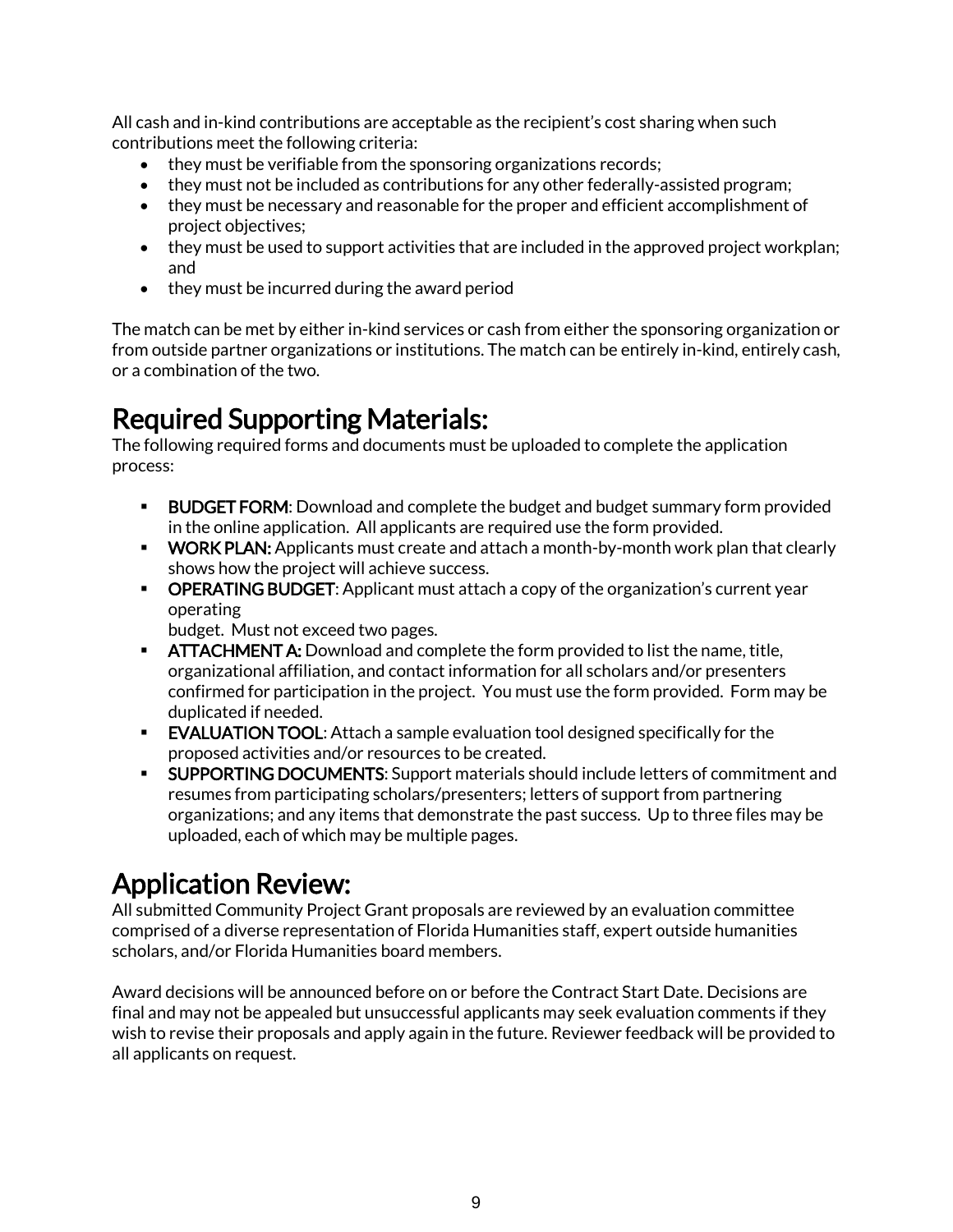All cash and in-kind contributions are acceptable as the recipient's cost sharing when such contributions meet the following criteria:

- they must be verifiable from the sponsoring organizations records;
- they must not be included as contributions for any other federally-assisted program;
- they must be necessary and reasonable for the proper and efficient accomplishment of project objectives;
- they must be used to support activities that are included in the approved project workplan; and
- they must be incurred during the award period

The match can be met by either in-kind services or cash from either the sponsoring organization or from outside partner organizations or institutions. The match can be entirely in-kind, entirely cash, or a combination of the two.

# Required Supporting Materials:

The following required forms and documents must be uploaded to complete the application process:

- **BUDGET FORM**: Download and complete the budget and budget summary form provided in the online application. All applicants are required use the form provided.
- **WORK PLAN:** Applicants must create and attach a month-by-month work plan that clearly shows how the project will achieve success.
- **OPERATING BUDGET**: Applicant must attach a copy of the organization's current year operating budget. Must not exceed two pages.
- **ATTACHMENT A:** Download and complete the form provided to list the name, title, organizational affiliation, and contact information for all scholars and/or presenters confirmed for participation in the project. You must use the form provided. Form may be duplicated if needed.
- **EVALUATION TOOL**: Attach a sample evaluation tool designed specifically for the proposed activities and/or resources to be created.
- **SUPPORTING DOCUMENTS**: Support materials should include letters of commitment and resumes from participating scholars/presenters; letters of support from partnering organizations; and any items that demonstrate the past success. Up to three files may be uploaded, each of which may be multiple pages.

# Application Review:

All submitted Community Project Grant proposals are reviewed by an evaluation committee comprised of a diverse representation of Florida Humanities staff, expert outside humanities scholars, and/or Florida Humanities board members.

Award decisions will be announced before on or before the Contract Start Date. Decisions are final and may not be appealed but unsuccessful applicants may seek evaluation comments if they wish to revise their proposals and apply again in the future. Reviewer feedback will be provided to all applicants on request.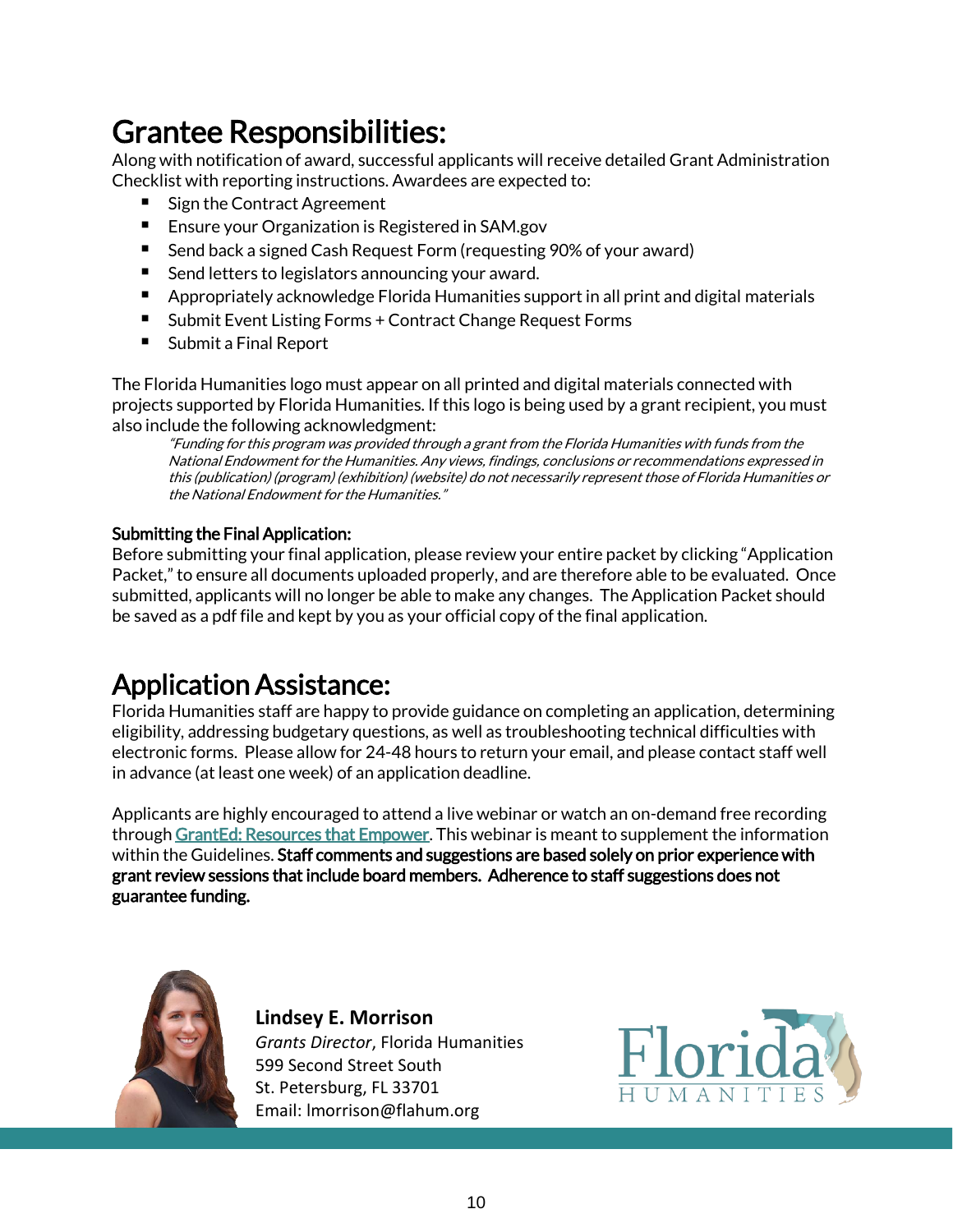# Grantee Responsibilities:

Along with notification of award, successful applicants will receive detailed Grant Administration Checklist with reporting instructions. Awardees are expected to:

- Sign the Contract Agreement
- Ensure your Organization is Registered in SAM.gov
- Send back a signed Cash Request Form (requesting 90% of your award)
- Send letters to legislators announcing your award.
- Appropriately acknowledge Florida Humanities support in all print and digital materials
- Submit Event Listing Forms + Contract Change Request Forms
- Submit a Final Report

The Florida Humanities logo must appear on all printed and digital materials connected with projects supported by Florida Humanities. If this logo is being used by a grant recipient, you must also include the following acknowledgment:

> *"Funding for this program was provided through a grant from the Florida Humanities with funds from the National Endowment for the Humanities. Any views, findings, conclusions or recommendations expressed in this (publication) (program) (exhibition) (website) do not necessarily represent those of Florida Humanities or the National Endowment for the Humanities."*

### Submitting the Final Application:

Before submitting your final application, please review your entire packet by clicking "Application Packet," to ensure all documents uploaded properly, and are therefore able to be evaluated. Once submitted, applicants will no longer be able to make any changes. The Application Packet should be saved as a pdf file and kept by you as your official copy of the final application.

# Application Assistance:

Florida Humanities staff are happy to provide guidance on completing an application, determining eligibility, addressing budgetary questions, as well as troubleshooting technical difficulties with electronic forms. Please allow for 24-48 hours to return your email, and please contact staff well in advance (at least one week) of an application deadline.

Applicants are highly encouraged to attend a live webinar or watch an on-demand free recording through GrantEd: Resources that Empower. This webinar is meant to supplement the information within the Guidelines. **Staff comments and suggestions are based solely on prior experience with grant review sessions that include board members. Adherence to staff suggestions does not guarantee funding.**

**Lindsey E. Morrison**
*Grants Director*, Florida Humanities
599 Second Street South
St. Petersburg, FL 33701
Email: lmorrison@flahum.org

Florida HUMANITIES